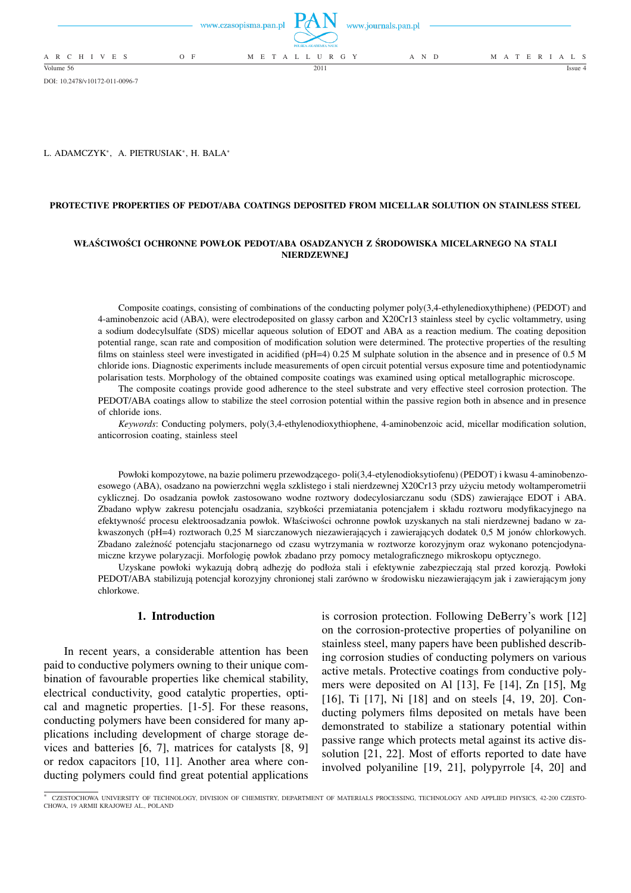DOI: 10.2478/v10172-011-0096-7

L. ADAMCZYK[*], A. PIETRUSIAK[*], H. BALA[*]

# PROTECTIVE PROPERTIES OF PEDOT/ABA COATINGS DEPOSITED FROM MICELLAR SOLUTION ON STAINLESS STEEL

## WŁAŚCIWOŚCI OCHRONNE POWŁOK PEDOT/ABA OSADZANYCH Z ŚRODOWISKA MICELARNEGO NA STALI NIERDZEWNEJ

Composite coatings, consisting of combinations of the conducting polymer poly(3,4-ethylenedioxythiphene) (PEDOT) and 4-aminobenzoic acid (ABA), were electrodeposited on glassy carbon and X20Cr13 stainless steel by cyclic voltammetry, using a sodium dodecylsulfate (SDS) micellar aqueous solution of EDOT and ABA as a reaction medium. The coating deposition potential range, scan rate and composition of modification solution were determined. The protective properties of the resulting films on stainless steel were investigated in acidified (pH=4) 0.25 M sulphate solution in the absence and in presence of 0.5 M chloride ions. Diagnostic experiments include measurements of open circuit potential versus exposure time and potentiodynamic polarisation tests. Morphology of the obtained composite coatings was examined using optical metallographic microscope.

The composite coatings provide good adherence to the steel substrate and very effective steel corrosion protection. The PEDOT/ABA coatings allow to stabilize the steel corrosion potential within the passive region both in absence and in presence of chloride ions.

*Keywords*: Conducting polymers, poly(3,4-ethylenodioxythiophene, 4-aminobenzoic acid, micellar modification solution, anticorrosion coating, stainless steel

Powłoki kompozytowe, na bazie polimeru przewodzącego- poli(3,4-etylenodioksytiofenu) (PEDOT) i kwasu 4-aminobenzoesowego (ABA), osadzano na powierzchni węgla szklistego i stali nierdzewnej X20Cr13 przy użyciu metody woltamperometrii cyklicznej. Do osadzania powłok zastosowano wodne roztwory dodecylosiarczanu sodu (SDS) zawierające EDOT i ABA. Zbadano wpływ zakresu potencjału osadzania, szybkości przemiatania potencjałem i składu roztworu modyfikacyjnego na efektywność procesu elektroosadzania powłok. Właściwości ochronne powłok uzyskanych na stali nierdzewnej badano w zakwaszonych (pH=4) roztworach 0,25 M siarczanowych niezawierających i zawierających dodatek 0,5 M jonów chlorkowych. Zbadano zależność potencjału stacjonarnego od czasu wytrzymania w roztworze korozyjnym oraz wykonano potencjodynamiczne krzywe polaryzacji. Morfologię powłok zbadano przy pomocy metalograficznego mikroskopu optycznego.

Uzyskane powłoki wykazują dobrą adhezję do podłoża stali i efektywnie zabezpieczają stal przed korozją. Powłoki PEDOT/ABA stabilizują potencjał korozyjny chronionej stali zarówno w środowisku niezawierającym jak i zawierającym jony chlorkowe.

## 1. Introduction

In recent years, a considerable attention has been paid to conductive polymers owning to their unique combination of favourable properties like chemical stability, electrical conductivity, good catalytic properties, optical and magnetic properties. [1-5]. For these reasons, conducting polymers have been considered for many applications including development of charge storage devices and batteries [6, 7], matrices for catalysts [8, 9] or redox capacitors [10, 11]. Another area where conducting polymers could find great potential applications is corrosion protection. Following DeBerry's work [12] on the corrosion-protective properties of polyaniline on stainless steel, many papers have been published describing corrosion studies of conducting polymers on various active metals. Protective coatings from conductive polymers were deposited on Al [13], Fe [14], Zn [15], Mg [16], Ti [17], Ni [18] and on steels [4, 19, 20]. Conducting polymers films deposited on metals have been demonstrated to stabilize a stationary potential within passive range which protects metal against its active dissolution [21, 22]. Most of efforts reported to date have involved polyaniline [19, 21], polypyrrole [4, 20] and

[*] CZESTOCHOWA UNIVERSITY OF TECHNOLOGY, DIVISION OF CHEMISTRY, DEPARTMENT OF MATERIALS PROCESSING, TECHNOLOGY AND APPLIED PHYSICS, 42-200 CZESTOCHOWA, 19 ARMII KRAJOWEJ AL., POLAND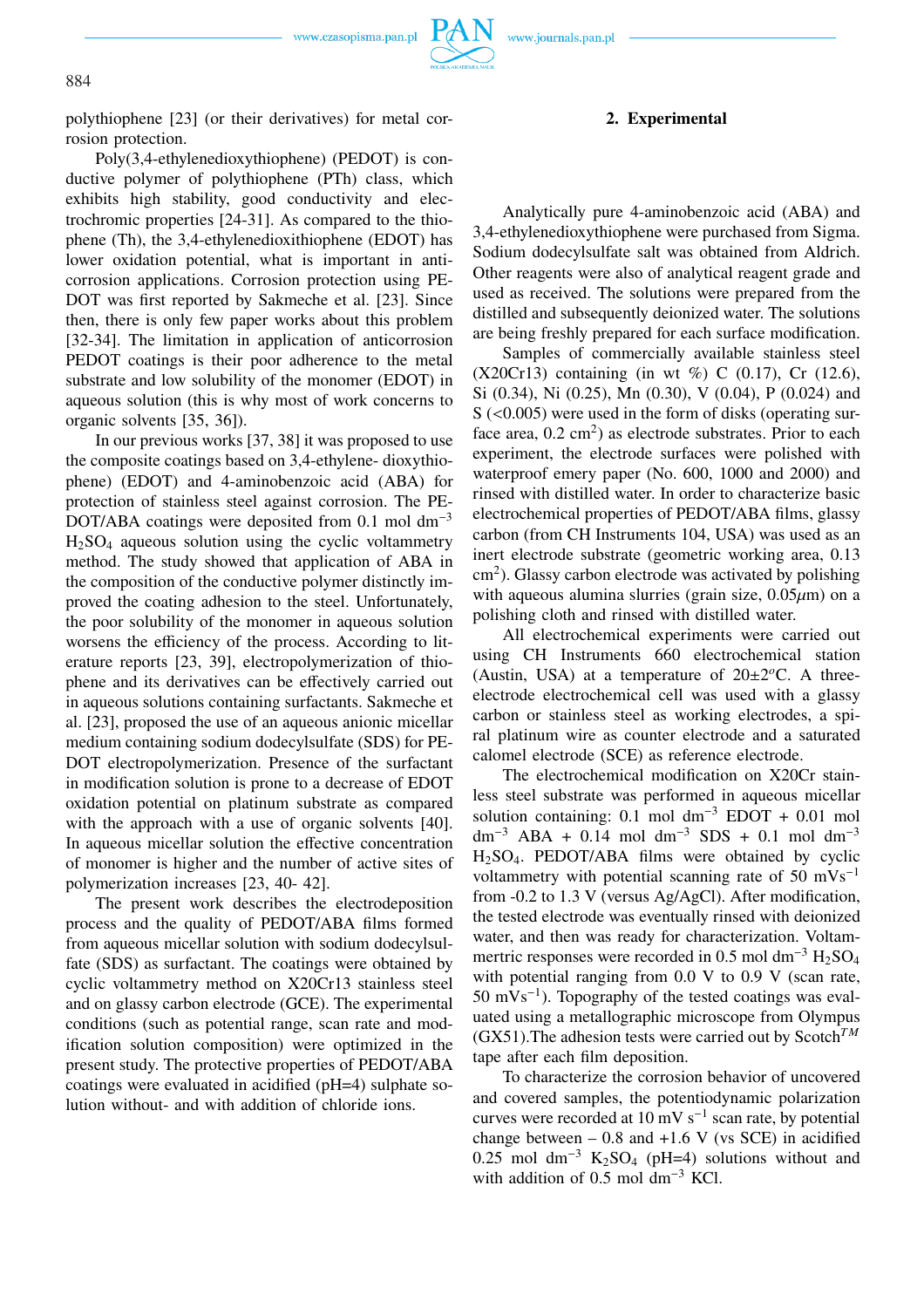polythiophene [23] (or their derivatives) for metal corrosion protection.

Poly(3,4-ethylenedioxythiophene) (PEDOT) is conductive polymer of polythiophene (PTh) class, which exhibits high stability, good conductivity and electrochromic properties [24-31]. As compared to the thiophene (Th), the 3,4-ethylenedioxithiophene (EDOT) has lower oxidation potential, what is important in anticorrosion applications. Corrosion protection using PEDOT was first reported by Sakmeche et al. [23]. Since then, there is only few paper works about this problem [32-34]. The limitation in application of anticorrosion PEDOT coatings is their poor adherence to the metal substrate and low solubility of the monomer (EDOT) in aqueous solution (this is why most of work concerns to organic solvents [35, 36]).

In our previous works [37, 38] it was proposed to use the composite coatings based on 3,4-ethylene- dioxythiophene) (EDOT) and 4-aminobenzoic acid (ABA) for protection of stainless steel against corrosion. The PEDOT/ABA coatings were deposited from 0.1 mol $dm^{-3}$ $H_2SO_4$ aqueous solution using the cyclic voltammetry method. The study showed that application of ABA in the composition of the conductive polymer distinctly improved the coating adhesion to the steel. Unfortunately, the poor solubility of the monomer in aqueous solution worsens the efficiency of the process. According to literature reports [23, 39], electropolymerization of thiophene and its derivatives can be effectively carried out in aqueous solutions containing surfactants. Sakmeche et al. [23], proposed the use of an aqueous anionic micellar medium containing sodium dodecylsulfate (SDS) for PEDOT electropolymerization. Presence of the surfactant in modification solution is prone to a decrease of EDOT oxidation potential on platinum substrate as compared with the approach with a use of organic solvents [40]. In aqueous micellar solution the effective concentration of monomer is higher and the number of active sites of polymerization increases [23, 40- 42].

The present work describes the electrodeposition process and the quality of PEDOT/ABA films formed from aqueous micellar solution with sodium dodecylsulfate (SDS) as surfactant. The coatings were obtained by cyclic voltammetry method on X20Cr13 stainless steel and on glassy carbon electrode (GCE). The experimental conditions (such as potential range, scan rate and modification solution composition) were optimized in the present study. The protective properties of PEDOT/ABA coatings were evaluated in acidified (pH=4) sulphate solution without- and with addition of chloride ions.

## 2. Experimental

Analytically pure 4-aminobenzoic acid (ABA) and 3,4-ethylenedioxythiophene were purchased from Sigma. Sodium dodecylsulfate salt was obtained from Aldrich. Other reagents were also of analytical reagent grade and used as received. The solutions were prepared from the distilled and subsequently deionized water. The solutions are being freshly prepared for each surface modification.

Samples of commercially available stainless steel (X20Cr13) containing (in wt %) C (0.17), Cr (12.6), Si (0.34), Ni (0.25), Mn (0.30), V (0.04), P (0.024) and S (<0.005) were used in the form of disks (operating surface area, 0.2 $cm^2$) as electrode substrates. Prior to each experiment, the electrode surfaces were polished with waterproof emery paper (No. 600, 1000 and 2000) and rinsed with distilled water. In order to characterize basic electrochemical properties of PEDOT/ABA films, glassy carbon (from CH Instruments 104, USA) was used as an inert electrode substrate (geometric working area, 0.13 $cm^2$). Glassy carbon electrode was activated by polishing with aqueous alumina slurries (grain size, 0.05$\mu$m) on a polishing cloth and rinsed with distilled water.

All electrochemical experiments were carried out using CH Instruments 660 electrochemical station (Austin, USA) at a temperature of 20±2$^o$C. A three-electrode electrochemical cell was used with a glassy carbon or stainless steel as working electrodes, a spiral platinum wire as counter electrode and a saturated calomel electrode (SCE) as reference electrode.

The electrochemical modification on X20Cr stainless steel substrate was performed in aqueous micellar solution containing: 0.1 mol $dm^{-3}$ EDOT + 0.01 mol $dm^{-3}$ ABA + 0.14 mol $dm^{-3}$ SDS + 0.1 mol $dm^{-3}$ $H_2SO_4$. PEDOT/ABA films were obtained by cyclic voltammetry with potential scanning rate of 50 $mVs^{-1}$ from -0.2 to 1.3 V (versus Ag/AgCl). After modification, the tested electrode was eventually rinsed with deionized water, and then was ready for characterization. Voltammertric responses were recorded in 0.5 mol $dm^{-3}$ $H_2SO_4$ with potential ranging from 0.0 V to 0.9 V (scan rate, 50 $mVs^{-1}$). Topography of the tested coatings was evaluated using a metallographic microscope from Olympus (GX51).The adhesion tests were carried out by Scotch$^{TM}$ tape after each film deposition.

To characterize the corrosion behavior of uncovered and covered samples, the potentiodynamic polarization curves were recorded at 10 mV $s^{-1}$ scan rate, by potential change between – 0.8 and +1.6 V (vs SCE) in acidified 0.25 mol $dm^{-3}$ $K_2SO_4$ (pH=4) solutions without and with addition of 0.5 mol $dm^{-3}$ KCl.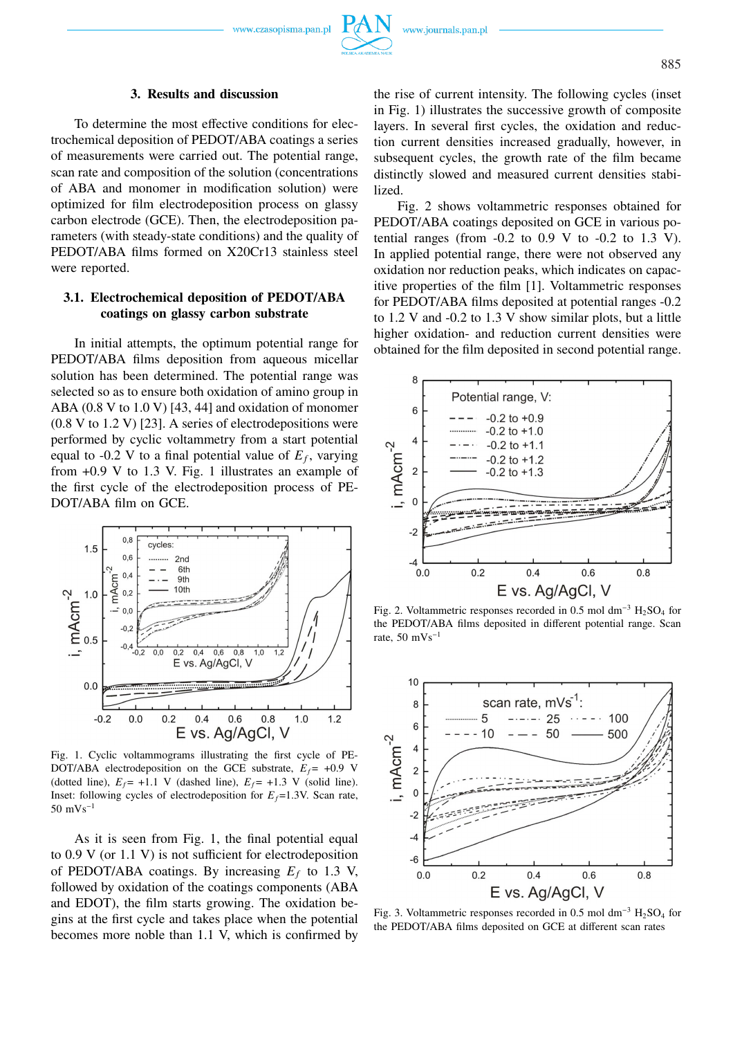## 3. Results and discussion

To determine the most effective conditions for electrochemical deposition of PEDOT/ABA coatings a series of measurements were carried out. The potential range, scan rate and composition of the solution (concentrations of ABA and monomer in modification solution) were optimized for film electrodeposition process on glassy carbon electrode (GCE). Then, the electrodeposition parameters (with steady-state conditions) and the quality of PEDOT/ABA films formed on X20Cr13 stainless steel were reported.

### 3.1. Electrochemical deposition of PEDOT/ABA coatings on glassy carbon substrate

In initial attempts, the optimum potential range for PEDOT/ABA films deposition from aqueous micellar solution has been determined. The potential range was selected so as to ensure both oxidation of amino group in ABA (0.8 V to 1.0 V) [43, 44] and oxidation of monomer (0.8 V to 1.2 V) [23]. A series of electrodepositions were performed by cyclic voltammetry from a start potential equal to -0.2 V to a final potential value of $E_f$, varying from +0.9 V to 1.3 V. Fig. 1 illustrates an example of the first cycle of the electrodeposition process of PEDOT/ABA film on GCE.

Fig. 1. Cyclic voltammograms illustrating the first cycle of PEDOT/ABA electrodeposition on the GCE substrate, $E_f$= +0.9 V (dotted line), $E_f$= +1.1 V (dashed line), $E_f$= +1.3 V (solid line). Inset: following cycles of electrodeposition for $E_f$=1.3V. Scan rate, 50 mVs$^{-1}$

As it is seen from Fig. 1, the final potential equal to 0.9 V (or 1.1 V) is not sufficient for electrodeposition of PEDOT/ABA coatings. By increasing $E_f$ to 1.3 V, followed by oxidation of the coatings components (ABA and EDOT), the film starts growing. The oxidation begins at the first cycle and takes place when the potential becomes more noble than 1.1 V, which is confirmed by the rise of current intensity. The following cycles (inset in Fig. 1) illustrates the successive growth of composite layers. In several first cycles, the oxidation and reduction current densities increased gradually, however, in subsequent cycles, the growth rate of the film became distinctly slowed and measured current densities stabilized.

Fig. 2 shows voltammetric responses obtained for PEDOT/ABA coatings deposited on GCE in various potential ranges (from -0.2 to 0.9 V to -0.2 to 1.3 V). In applied potential range, there were not observed any oxidation nor reduction peaks, which indicates on capacitive properties of the film [1]. Voltammetric responses for PEDOT/ABA films deposited at potential ranges -0.2 to 1.2 V and -0.2 to 1.3 V show similar plots, but a little higher oxidation- and reduction current densities were obtained for the film deposited in second potential range.

Fig. 2. Voltammetric responses recorded in 0.5 mol dm$^{-3}$ $H_2SO_4$ for the PEDOT/ABA films deposited in different potential range. Scan rate, 50 mVs$^{-1}$

Fig. 3. Voltammetric responses recorded in 0.5 mol dm$^{-3}$ $H_2SO_4$ for the PEDOT/ABA films deposited on GCE at different scan rates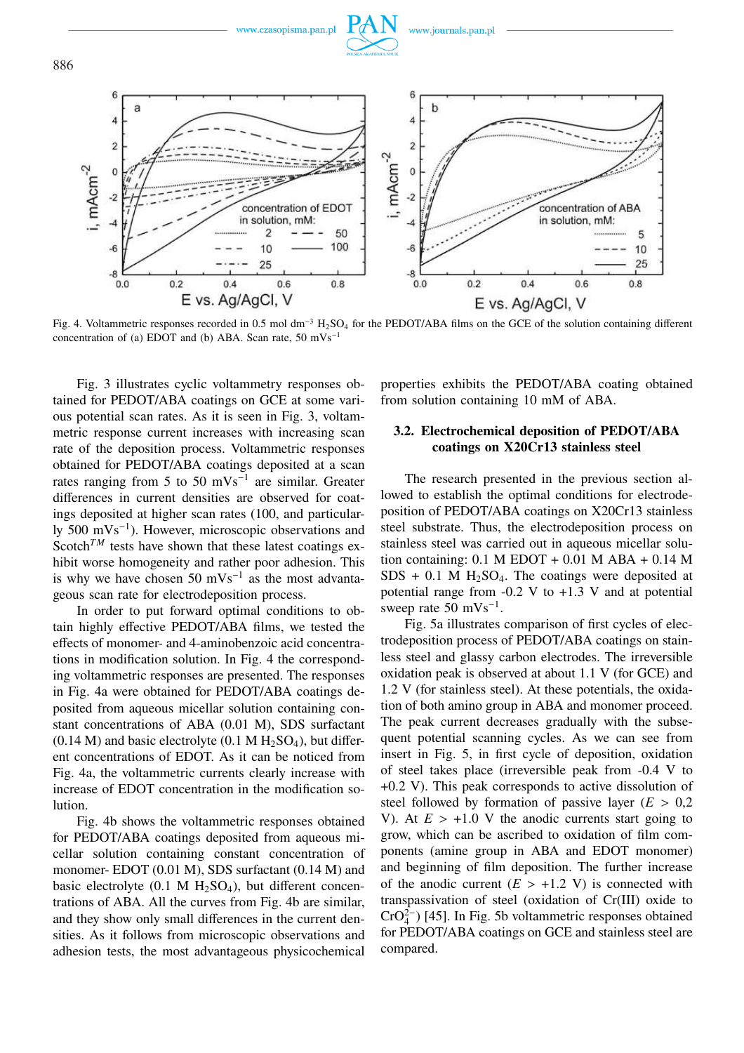Fig. 4. Voltammetric responses recorded in 0.5 mol dm$^{-3}$ $H_2SO_4$ for the PEDOT/ABA films on the GCE of the solution containing different concentration of (a) EDOT and (b) ABA. Scan rate, 50 mVs$^{-1}$

Fig. 3 illustrates cyclic voltammetry responses obtained for PEDOT/ABA coatings on GCE at some various potential scan rates. As it is seen in Fig. 3, voltammetric response current increases with increasing scan rate of the deposition process. Voltammetric responses obtained for PEDOT/ABA coatings deposited at a scan rates ranging from 5 to 50 mVs$^{-1}$ are similar. Greater differences in current densities are observed for coatings deposited at higher scan rates (100, and particularly 500 mVs$^{-1}$). However, microscopic observations and Scotch$^{TM}$ tests have shown that these latest coatings exhibit worse homogeneity and rather poor adhesion. This is why we have chosen 50 mVs$^{-1}$ as the most advantageous scan rate for electrodeposition process.

In order to put forward optimal conditions to obtain highly effective PEDOT/ABA films, we tested the effects of monomer- and 4-aminobenzoic acid concentrations in modification solution. In Fig. 4 the corresponding voltammetric responses are presented. The responses in Fig. 4a were obtained for PEDOT/ABA coatings deposited from aqueous micellar solution containing constant concentrations of ABA (0.01 M), SDS surfactant (0.14 M) and basic electrolyte (0.1 M $H_2SO_4$), but different concentrations of EDOT. As it can be noticed from Fig. 4a, the voltammetric currents clearly increase with increase of EDOT concentration in the modification solution.

Fig. 4b shows the voltammetric responses obtained for PEDOT/ABA coatings deposited from aqueous micellar solution containing constant concentration of monomer- EDOT (0.01 M), SDS surfactant (0.14 M) and basic electrolyte (0.1 M $H_2SO_4$), but different concentrations of ABA. All the curves from Fig. 4b are similar, and they show only small differences in the current densities. As it follows from microscopic observations and adhesion tests, the most advantageous physicochemical properties exhibits the PEDOT/ABA coating obtained from solution containing 10 mM of ABA.

### 3.2. Electrochemical deposition of PEDOT/ABA coatings on X20Cr13 stainless steel

The research presented in the previous section allowed to establish the optimal conditions for electrodeposition of PEDOT/ABA coatings on X20Cr13 stainless steel substrate. Thus, the electrodeposition process on stainless steel was carried out in aqueous micellar solution containing: 0.1 M EDOT + 0.01 M ABA + 0.14 M SDS + 0.1 M $H_2SO_4$. The coatings were deposited at potential range from -0.2 V to +1.3 V and at potential sweep rate 50 mVs$^{-1}$.

Fig. 5a illustrates comparison of first cycles of electrodeposition process of PEDOT/ABA coatings on stainless steel and glassy carbon electrodes. The irreversible oxidation peak is observed at about 1.1 V (for GCE) and 1.2 V (for stainless steel). At these potentials, the oxidation of both amino group in ABA and monomer proceed. The peak current decreases gradually with the subsequent potential scanning cycles. As we can see from insert in Fig. 5, in first cycle of deposition, oxidation of steel takes place (irreversible peak from -0.4 V to +0.2 V). This peak corresponds to active dissolution of steel followed by formation of passive layer ($E$ > 0,2 V). At $E$ > +1.0 V the anodic currents start going to grow, which can be ascribed to oxidation of film components (amine group in ABA and EDOT monomer) and beginning of film deposition. The further increase of the anodic current ($E$ > +1.2 V) is connected with transpassivation of steel (oxidation of Cr(III) oxide to $CrO_4^{2-}$) [45]. In Fig. 5b voltammetric responses obtained for PEDOT/ABA coatings on GCE and stainless steel are compared.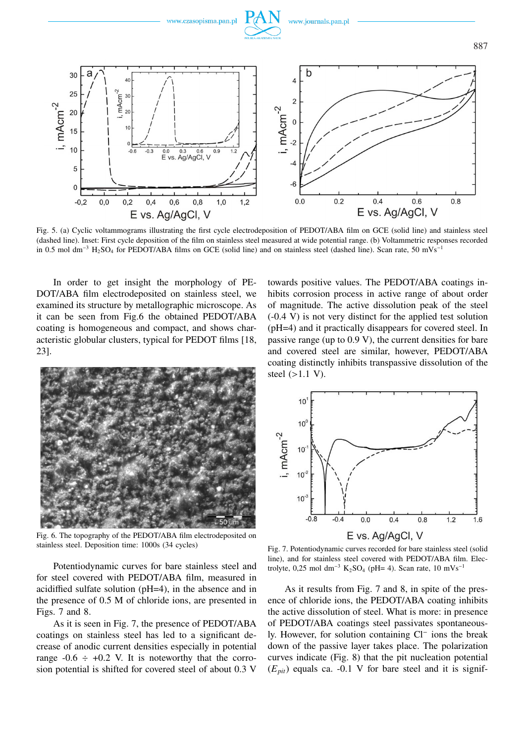Fig. 5. (a) Cyclic voltammograms illustrating the first cycle electrodeposition of PEDOT/ABA film on GCE (solid line) and stainless steel (dashed line). Inset: First cycle deposition of the film on stainless steel measured at wide potential range. (b) Voltammetric responses recorded in 0.5 mol dm$^{-3}$ $H_2SO_4$ for PEDOT/ABA films on GCE (solid line) and on stainless steel (dashed line). Scan rate, 50 mVs$^{-1}$

In order to get insight the morphology of PEDOT/ABA film electrodeposited on stainless steel, we examined its structure by metallographic microscope. As it can be seen from Fig.6 the obtained PEDOT/ABA coating is homogeneous and compact, and shows characteristic globular clusters, typical for PEDOT films [18, 23].

Fig. 6. The topography of the PEDOT/ABA film electrodeposited on stainless steel. Deposition time: 1000s (34 cycles)

Potentiodynamic curves for bare stainless steel and for steel covered with PEDOT/ABA film, measured in acidiffied sulfate solution (pH=4), in the absence and in the presence of 0.5 M of chloride ions, are presented in Figs. 7 and 8.

As it is seen in Fig. 7, the presence of PEDOT/ABA coatings on stainless steel has led to a significant decrease of anodic current densities especially in potential range -0.6 ÷ +0.2 V. It is noteworthy that the corrosion potential is shifted for covered steel of about 0.3 V towards positive values. The PEDOT/ABA coatings inhibits corrosion process in active range of about order of magnitude. The active dissolution peak of the steel (-0.4 V) is not very distinct for the applied test solution (pH=4) and it practically disappears for covered steel. In passive range (up to 0.9 V), the current densities for bare and covered steel are similar, however, PEDOT/ABA coating distinctly inhibits transpassive dissolution of the steel (>1.1 V).

Fig. 7. Potentiodynamic curves recorded for bare stainless steel (solid line), and for stainless steel covered with PEDOT/ABA film. Electrolyte, 0,25 mol dm$^{-3}$ $K_2SO_4$ (pH= 4). Scan rate, 10 mVs$^{-1}$

As it results from Fig. 7 and 8, in spite of the presence of chloride ions, the PEDOT/ABA coating inhibits the active dissolution of steel. What is more: in presence of PEDOT/ABA coatings steel passivates spontaneously. However, for solution containing $Cl^-$ ions the break down of the passive layer takes place. The polarization curves indicate (Fig. 8) that the pit nucleation potential ($E_{pit}$) equals ca. -0.1 V for bare steel and it is signif-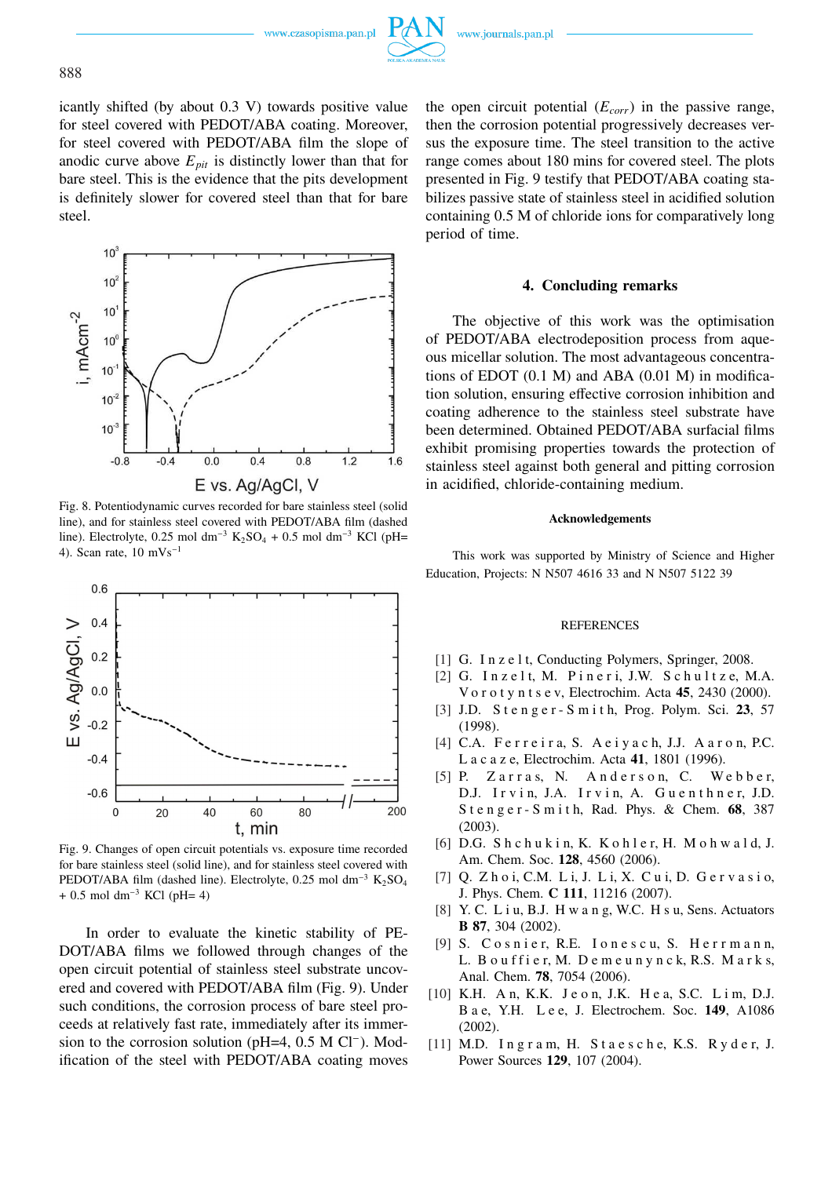icantly shifted (by about 0.3 V) towards positive value for steel covered with PEDOT/ABA coating. Moreover, for steel covered with PEDOT/ABA film the slope of anodic curve above $E_{pit}$ is distinctly lower than that for bare steel. This is the evidence that the pits development is definitely slower for covered steel than that for bare steel.

Fig. 8. Potentiodynamic curves recorded for bare stainless steel (solid line), and for stainless steel covered with PEDOT/ABA film (dashed line). Electrolyte, 0.25 mol dm$^{-3}$ $K_2SO_4$ + 0.5 mol dm$^{-3}$ KCl (pH= 4). Scan rate, 10 mVs$^{-1}$

Fig. 9. Changes of open circuit potentials vs. exposure time recorded for bare stainless steel (solid line), and for stainless steel covered with PEDOT/ABA film (dashed line). Electrolyte, 0.25 mol dm$^{-3}$ $K_2SO_4$ + 0.5 mol dm$^{-3}$ KCl (pH= 4)

In order to evaluate the kinetic stability of PEDOT/ABA films we followed through changes of the open circuit potential of stainless steel substrate uncovered and covered with PEDOT/ABA film (Fig. 9). Under such conditions, the corrosion process of bare steel proceeds at relatively fast rate, immediately after its immersion to the corrosion solution (pH=4, 0.5 M $Cl^-$). Modification of the steel with PEDOT/ABA coating moves the open circuit potential ($E_{corr}$) in the passive range, then the corrosion potential progressively decreases versus the exposure time. The steel transition to the active range comes about 180 mins for covered steel. The plots presented in Fig. 9 testify that PEDOT/ABA coating stabilizes passive state of stainless steel in acidified solution containing 0.5 M of chloride ions for comparatively long period of time.

## 4. Concluding remarks

The objective of this work was the optimisation of PEDOT/ABA electrodeposition process from aqueous micellar solution. The most advantageous concentrations of EDOT (0.1 M) and ABA (0.01 M) in modification solution, ensuring effective corrosion inhibition and coating adherence to the stainless steel substrate have been determined. Obtained PEDOT/ABA surfacial films exhibit promising properties towards the protection of stainless steel against both general and pitting corrosion in acidified, chloride-containing medium.

### Acknowledgements

This work was supported by Ministry of Science and Higher Education, Projects: N N507 4616 33 and N N507 5122 39

### REFERENCES

[1] G. Inzelt, Conducting Polymers, Springer, 2008.
[2] G. Inzelt, M. Pineri, J.W. Schultze, M.A. Vorotyntsev, Electrochim. Acta **45**, 2430 (2000).
[3] J.D. Stenger-Smith, Prog. Polym. Sci. **23**, 57 (1998).
[4] C.A. Ferreira, S. Aeiyach, J.J. Aaron, P.C. Lacaze, Electrochim. Acta **41**, 1801 (1996).
[5] P. Zarras, N. Anderson, C. Webber, D.J. Irvin, J.A. Irvin, A. Guenthner, J.D. Stenger-Smith, Rad. Phys. & Chem. **68**, 387 (2003).
[6] D.G. Shchukin, K. Kohler, H. Mohwald, J. Am. Chem. Soc. **128**, 4560 (2006).
[7] Q. Zhoi, C.M. Li, J. Li, X. Cui, D. Gervasio, J. Phys. Chem. **C 111**, 11216 (2007).
[8] Y. C. Liu, B.J. Hwang, W.C. Hsu, Sens. Actuators **B 87**, 304 (2002).
[9] S. Cosnier, R.E. Ionescu, S. Herrmann, L. Bouffier, M. Demeunynck, R.S. Marks, Anal. Chem. **78**, 7054 (2006).
[10] K.H. An, K.K. Jeon, J.K. Hea, S.C. Lim, D.J. Bae, Y.H. Lee, J. Electrochem. Soc. **149**, A1086 (2002).
[11] M.D. Ingram, H. Staesche, K.S. Ryder, J. Power Sources **129**, 107 (2004).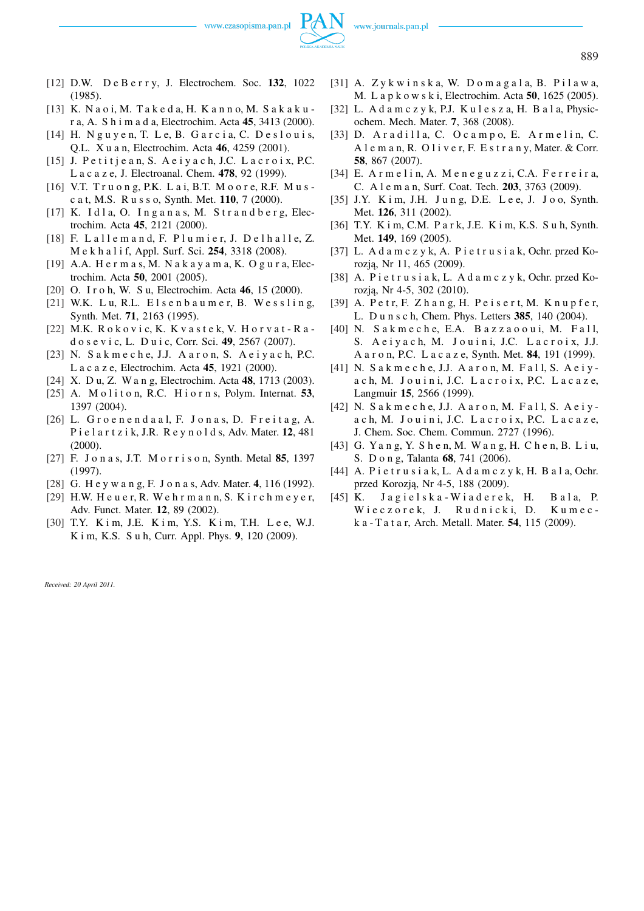[12] D.W. DeBerry, J. Electrochem. Soc. **132**, 1022 (1985).

[13] K. Naoi, M. Takeda, H. Kanno, M. Sakakura, A. Shimada, Electrochim. Acta **45**, 3413 (2000).

[14] H. Nguyen, T. Le, B. Garcia, C. Deslouis, Q.L. Xuan, Electrochim. Acta **46**, 4259 (2001).

[15] J. Petitjean, S. Aeiyach, J.C. Lacroix, P.C. Lacaze, J. Electroanal. Chem. **478**, 92 (1999).

[16] V.T. Truong, P.K. Lai, B.T. Moore, R.F. Muscat, M.S. Russo, Synth. Met. **110**, 7 (2000).

[17] K. Idla, O. Inganas, M. Strandberg, Electrochim. Acta **45**, 2121 (2000).

[18] F. Lallemand, F. Plumier, J. Delhalle, Z. Mekhalif, Appl. Surf. Sci. **254**, 3318 (2008).

[19] A.A. Hermas, M. Nakayama, K. Ogura, Electrochim. Acta **50**, 2001 (2005).

[20] O. Iroh, W. Su, Electrochim. Acta **46**, 15 (2000).

[21] W.K. Lu, R.L. Elsenbaumer, B. Wessling, Synth. Met. **71**, 2163 (1995).

[22] M.K. Rokovic, K. Kvastek, V. Horvat-Radosevic, L. Duic, Corr. Sci. **49**, 2567 (2007).

[23] N. Sakmeche, J.J. Aaron, S. Aeiyach, P.C. Lacaze, Electrochim. Acta **45**, 1921 (2000).

[24] X. Du, Z. Wang, Electrochim. Acta **48**, 1713 (2003).

[25] A. Moliton, R.C. Hiorns, Polym. Internat. **53**, 1397 (2004).

[26] L. Groenendaal, F. Jonas, D. Freitag, A. Pielartzik, J.R. Reynolds, Adv. Mater. **12**, 481 (2000).

[27] F. Jonas, J.T. Morrison, Synth. Metal **85**, 1397 (1997).

[28] G. Heywang, F. Jonas, Adv. Mater. **4**, 116 (1992).

[29] H.W. Heuer, R. Wehrmann, S. Kirchmeyer, Adv. Funct. Mater. **12**, 89 (2002).

[30] T.Y. Kim, J.E. Kim, Y.S. Kim, T.H. Lee, W.J. Kim, K.S. Suh, Curr. Appl. Phys. **9**, 120 (2009).

[31] A. Zykwinska, W. Domagala, B. Pilawa, M. Lapkowski, Electrochim. Acta **50**, 1625 (2005).

[32] L. Adamczyk, P.J. Kulesza, H. Bala, Physicochem. Mech. Mater. **7**, 368 (2008).

[33] D. Aradilla, C. Ocampo, E. Armelin, C. Aleman, R. Oliver, F. Estrany, Mater. & Corr. **58**, 867 (2007).

[34] E. Armelin, A. Meneguzzi, C.A. Ferreira, C. Aleman, Surf. Coat. Tech. **203**, 3763 (2009).

[35] J.Y. Kim, J.H. Jung, D.E. Lee, J. Joo, Synth. Met. **126**, 311 (2002).

[36] T.Y. Kim, C.M. Park, J.E. Kim, K.S. Suh, Synth. Met. **149**, 169 (2005).

[37] L. Adamczyk, A. Pietrusiak, Ochr. przed Korozją, Nr 11, 465 (2009).

[38] A. Pietrusiak, L. Adamczyk, Ochr. przed Korozją, Nr 4-5, 302 (2010).

[39] A. Petr, F. Zhang, H. Peisert, M. Knupfer, L. Dunsch, Chem. Phys. Letters **385**, 140 (2004).

[40] N. Sakmeche, E.A. Bazzaoui, M. Fall, S. Aeiyach, M. Jouini, J.C. Lacroix, J.J. Aaron, P.C. Lacaze, Synth. Met. **84**, 191 (1999).

[41] N. Sakmeche, J.J. Aaron, M. Fall, S. Aeiyach, M. Jouini, J.C. Lacroix, P.C. Lacaze, Langmuir **15**, 2566 (1999).

[42] N. Sakmeche, J.J. Aaron, M. Fall, S. Aeiyach, M. Jouini, J.C. Lacroix, P.C. Lacaze, J. Chem. Soc. Chem. Commun. 2727 (1996).

[43] G. Yang, Y. Shen, M. Wang, H. Chen, B. Liu, S. Dong, Talanta **68**, 741 (2006).

[44] A. Pietrusiak, L. Adamczyk, H. Bala, Ochr. przed Korozją, Nr 4-5, 188 (2009).

[45] K. Jagielska-Wiaderek, H. Bala, P. Wieczorek, J. Rudnicki, D. Kumecka-Tatar, Arch. Metall. Mater. **54**, 115 (2009).

*Received: 20 April 2011.*